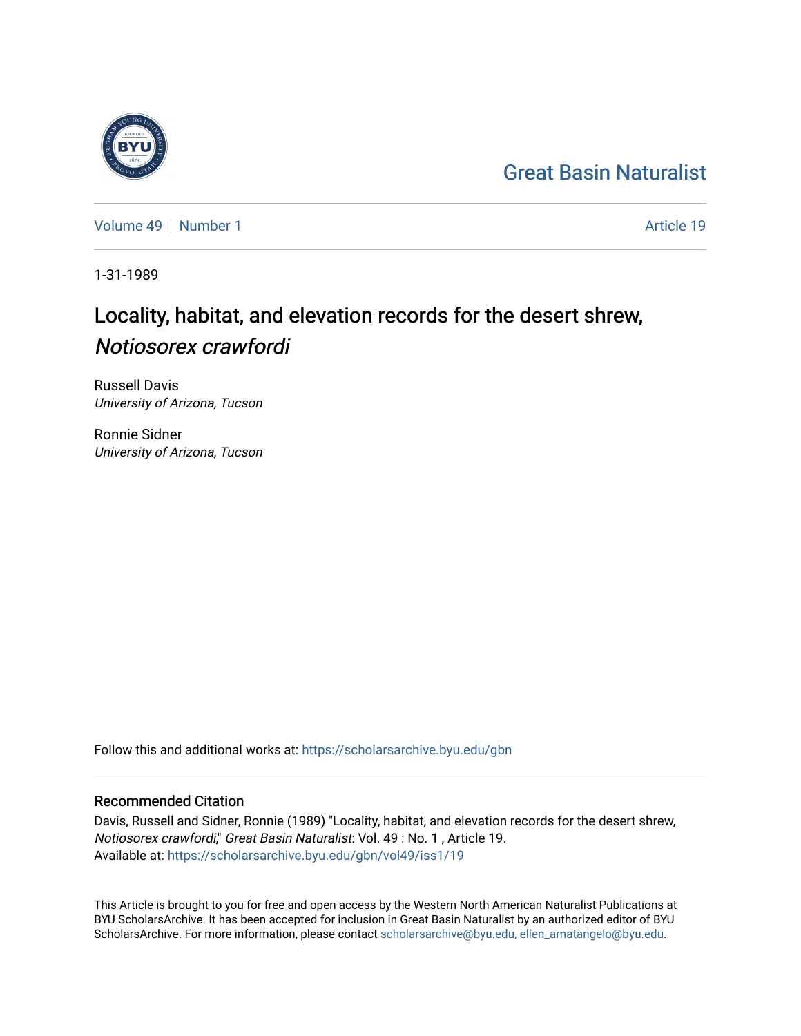Great Basin Naturalist

Volume 49 | Number 1 — Article 19

1-31-1989

# Locality, habitat, and elevation records for the desert shrew, *Notiosorex crawfordi*

Russell Davis
*University of Arizona, Tucson*

Ronnie Sidner
*University of Arizona, Tucson*

Follow this and additional works at: https://scholarsarchive.byu.edu/gbn

## Recommended Citation

Davis, Russell and Sidner, Ronnie (1989) "Locality, habitat, and elevation records for the desert shrew, *Notiosorex crawfordi*," *Great Basin Naturalist*: Vol. 49 : No. 1 , Article 19.
Available at: https://scholarsarchive.byu.edu/gbn/vol49/iss1/19

This Article is brought to you for free and open access by the Western North American Naturalist Publications at BYU ScholarsArchive. It has been accepted for inclusion in Great Basin Naturalist by an authorized editor of BYU ScholarsArchive. For more information, please contact scholarsarchive@byu.edu, ellen_amatangelo@byu.edu.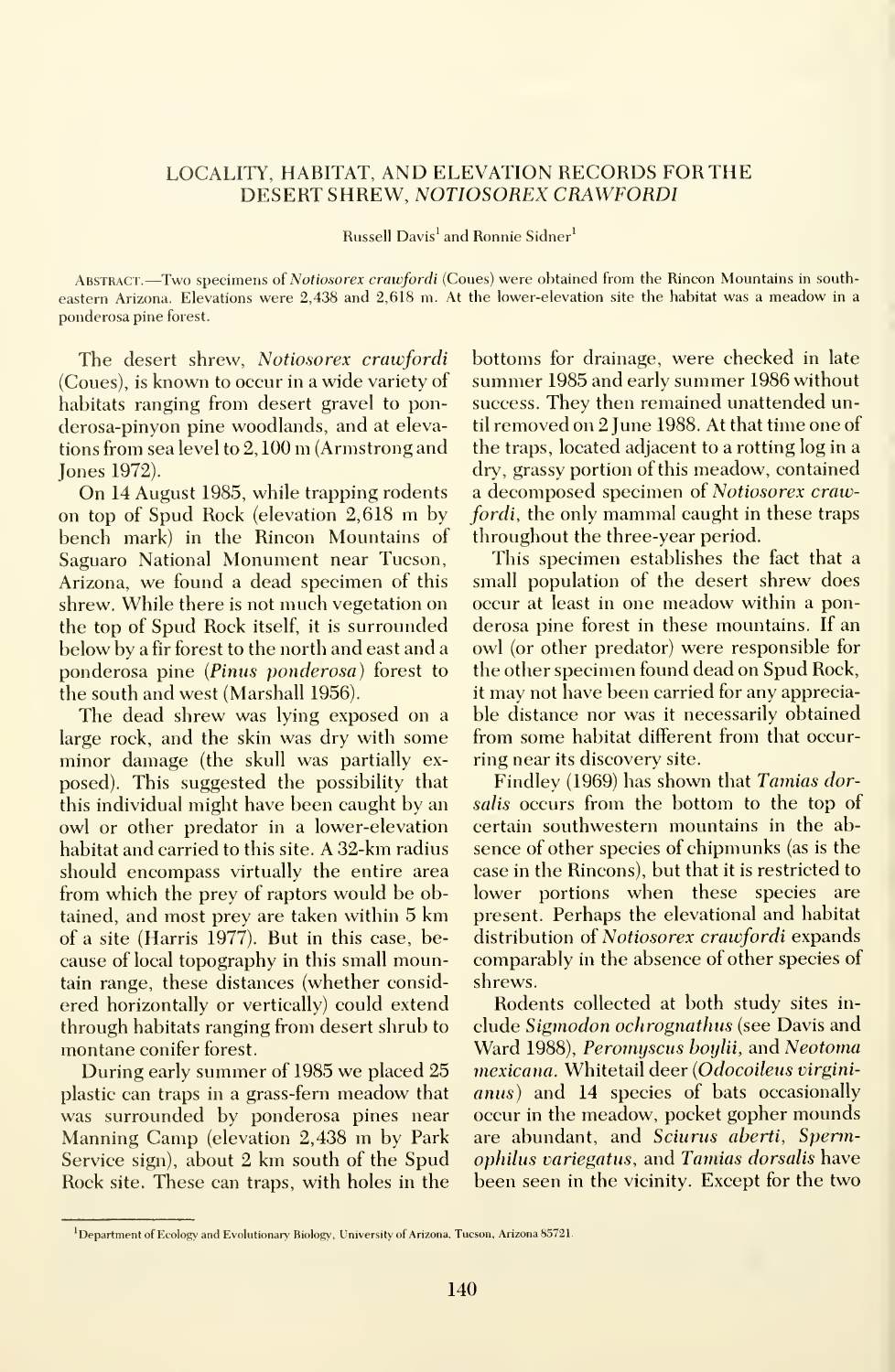# LOCALITY, HABITAT, AND ELEVATION RECORDS FOR THE DESERT SHREW, *NOTIOSOREX CRAWFORDI*

Russell Davis[1] and Ronnie Sidner[1]

Abstract.—Two specimens of *Notiosorex crawfordi* (Coues) were obtained from the Rincon Mountains in southeastern Arizona. Elevations were 2,438 and 2,618 m. At the lower-elevation site the habitat was a meadow in a ponderosa pine forest.

The desert shrew, *Notiosorex crawfordi* (Coues), is known to occur in a wide variety of habitats ranging from desert gravel to ponderosa-pinyon pine woodlands, and at elevations from sea level to 2,100 m (Armstrong and Jones 1972).

On 14 August 1985, while trapping rodents on top of Spud Rock (elevation 2,618 m by bench mark) in the Rincon Mountains of Saguaro National Monument near Tucson, Arizona, we found a dead specimen of this shrew. While there is not much vegetation on the top of Spud Rock itself, it is surrounded below by a fir forest to the north and east and a ponderosa pine (*Pinus ponderosa*) forest to the south and west (Marshall 1956).

The dead shrew was lying exposed on a large rock, and the skin was dry with some minor damage (the skull was partially exposed). This suggested the possibility that this individual might have been caught by an owl or other predator in a lower-elevation habitat and carried to this site. A 32-km radius should encompass virtually the entire area from which the prey of raptors would be obtained, and most prey are taken within 5 km of a site (Harris 1977). But in this case, because of local topography in this small mountain range, these distances (whether considered horizontally or vertically) could extend through habitats ranging from desert shrub to montane conifer forest.

During early summer of 1985 we placed 25 plastic can traps in a grass-fern meadow that was surrounded by ponderosa pines near Manning Camp (elevation 2,438 m by Park Service sign), about 2 km south of the Spud Rock site. These can traps, with holes in the bottoms for drainage, were checked in late summer 1985 and early summer 1986 without success. They then remained unattended until removed on 2 June 1988. At that time one of the traps, located adjacent to a rotting log in a dry, grassy portion of this meadow, contained a decomposed specimen of *Notiosorex crawfordi*, the only mammal caught in these traps throughout the three-year period.

This specimen establishes the fact that a small population of the desert shrew does occur at least in one meadow within a ponderosa pine forest in these mountains. If an owl (or other predator) were responsible for the other specimen found dead on Spud Rock, it may not have been carried for any appreciable distance nor was it necessarily obtained from some habitat different from that occurring near its discovery site.

Findley (1969) has shown that *Tamias dorsalis* occurs from the bottom to the top of certain southwestern mountains in the absence of other species of chipmunks (as is the case in the Rincons), but that it is restricted to lower portions when these species are present. Perhaps the elevational and habitat distribution of *Notiosorex crawfordi* expands comparably in the absence of other species of shrews.

Rodents collected at both study sites include *Sigmodon ochrognathus* (see Davis and Ward 1988), *Peromyscus boylii*, and *Neotoma mexicana*. Whitetail deer (*Odocoileus virginianus*) and 14 species of bats occasionally occur in the meadow, pocket gopher mounds are abundant, and *Sciurus aberti*, *Spermophilus variegatus*, and *Tamias dorsalis* have been seen in the vicinity. Except for the two

[1]Department of Ecology and Evolutionary Biology, University of Arizona, Tucson, Arizona 85721.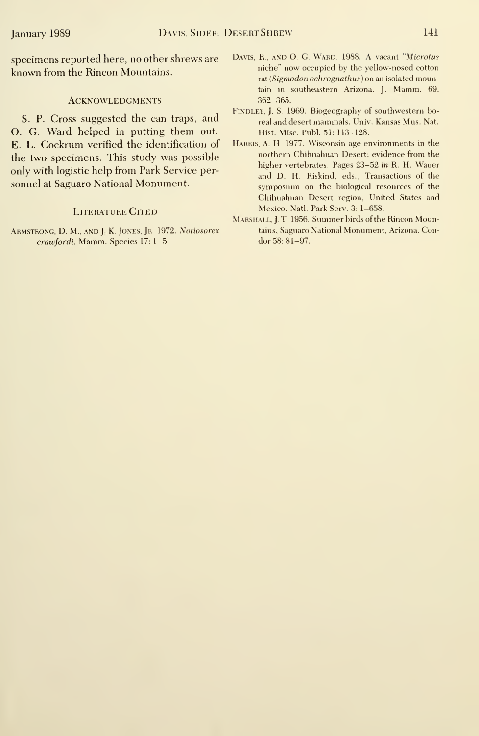specimens reported here, no other shrews are known from the Rincon Mountains.

## Acknowledgments

S. P. Cross suggested the can traps, and O. G. Ward helped in putting them out. E. L. Cockrum verified the identification of the two specimens. This study was possible only with logistic help from Park Service personnel at Saguaro National Monument.

## Literature Cited

Armstrong, D. M., and J. K. Jones, Jr. 1972. *Notiosorex crawfordi*. Mamm. Species 17: 1–5.

Davis, R., and O. G. Ward. 1988. A vacant "*Microtus* niche" now occupied by the yellow-nosed cotton rat (*Sigmodon ochrognathus*) on an isolated mountain in southeastern Arizona. J. Mamm. 69: 362–365.

Findley, J. S. 1969. Biogeography of southwestern boreal and desert mammals. Univ. Kansas Mus. Nat. Hist. Misc. Publ. 51: 113–128.

Harris, A. H. 1977. Wisconsin age environments in the northern Chihuahuan Desert: evidence from the higher vertebrates. Pages 23–52 *in* R. H. Wauer and D. H. Riskind, eds., Transactions of the symposium on the biological resources of the Chihuahuan Desert region, United States and Mexico. Natl. Park Serv. 3: 1–658.

Marshall, J. T. 1956. Summer birds of the Rincon Mountains, Saguaro National Monument, Arizona. Condor 58: 81–97.